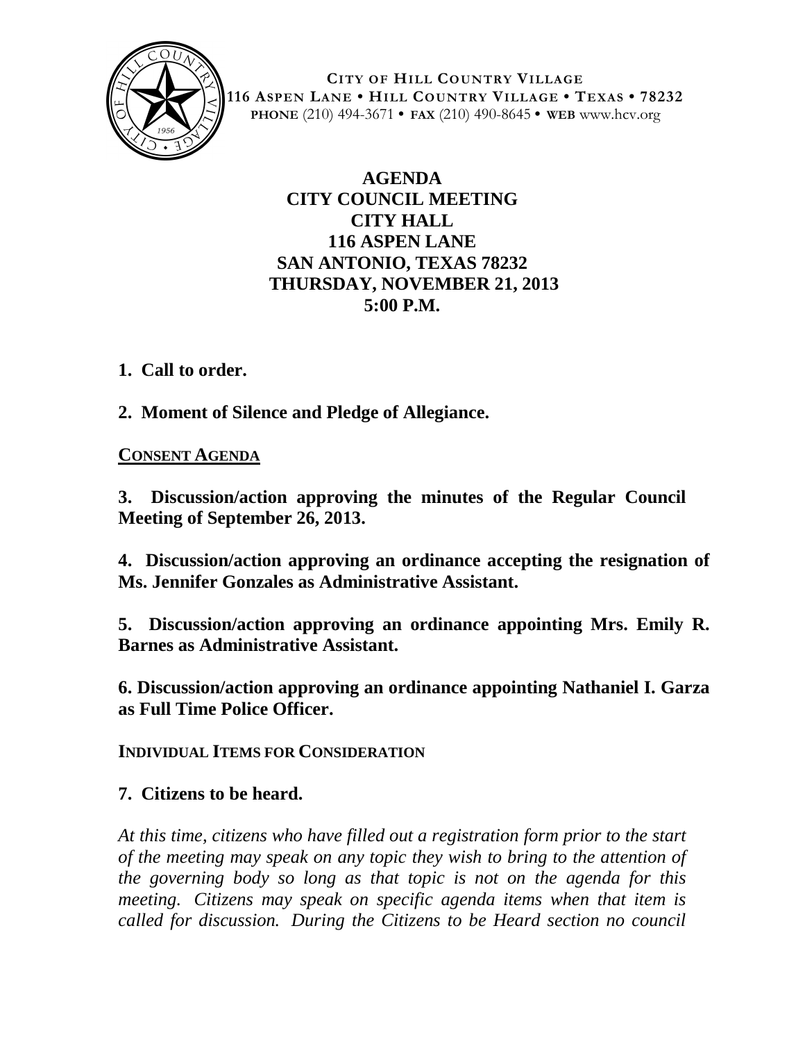**CITY OF HILL COUNTRY VILLAGE**
**116 ASPEN LANE • HILL COUNTRY VILLAGE • TEXAS • 78232**
**PHONE** (210) 494-3671 • **FAX** (210) 490-8645 • **WEB** www.hcv.org

# AGENDA
## CITY COUNCIL MEETING
## CITY HALL
## 116 ASPEN LANE
## SAN ANTONIO, TEXAS 78232
## THURSDAY, NOVEMBER 21, 2013
## 5:00 P.M.

**1. Call to order.**

**2. Moment of Silence and Pledge of Allegiance.**

**CONSENT AGENDA**

**3. Discussion/action approving the minutes of the Regular Council Meeting of September 26, 2013.**

**4. Discussion/action approving an ordinance accepting the resignation of Ms. Jennifer Gonzales as Administrative Assistant.**

**5. Discussion/action approving an ordinance appointing Mrs. Emily R. Barnes as Administrative Assistant.**

**6. Discussion/action approving an ordinance appointing Nathaniel I. Garza as Full Time Police Officer.**

**INDIVIDUAL ITEMS FOR CONSIDERATION**

**7. Citizens to be heard.**

*At this time, citizens who have filled out a registration form prior to the start of the meeting may speak on any topic they wish to bring to the attention of the governing body so long as that topic is not on the agenda for this meeting. Citizens may speak on specific agenda items when that item is called for discussion. During the Citizens to be Heard section no council*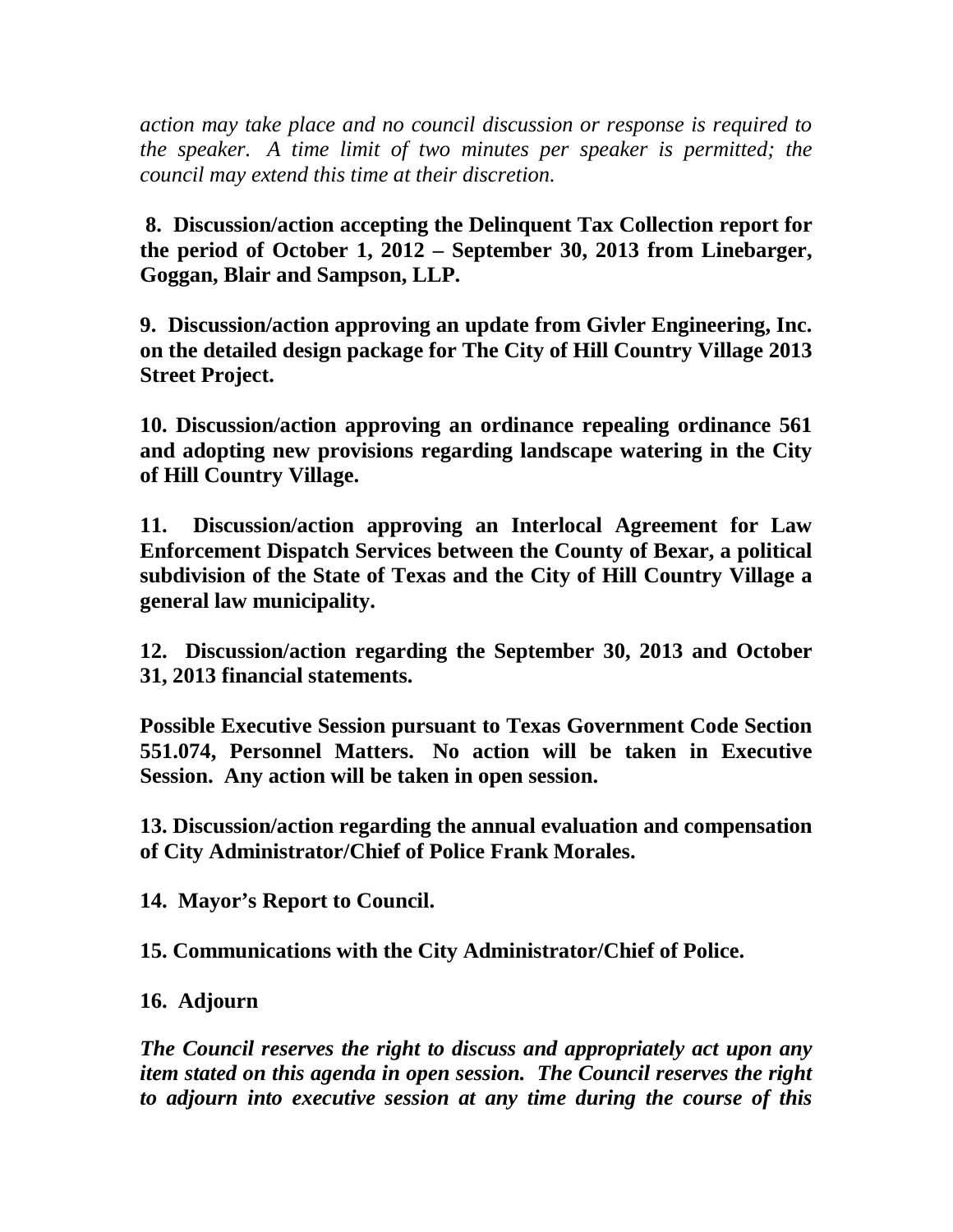*action may take place and no council discussion or response is required to the speaker. A time limit of two minutes per speaker is permitted; the council may extend this time at their discretion.*

**8. Discussion/action accepting the Delinquent Tax Collection report for the period of October 1, 2012 – September 30, 2013 from Linebarger, Goggan, Blair and Sampson, LLP.**

**9. Discussion/action approving an update from Givler Engineering, Inc. on the detailed design package for The City of Hill Country Village 2013 Street Project.**

**10. Discussion/action approving an ordinance repealing ordinance 561 and adopting new provisions regarding landscape watering in the City of Hill Country Village.**

**11. Discussion/action approving an Interlocal Agreement for Law Enforcement Dispatch Services between the County of Bexar, a political subdivision of the State of Texas and the City of Hill Country Village a general law municipality.**

**12. Discussion/action regarding the September 30, 2013 and October 31, 2013 financial statements.**

**Possible Executive Session pursuant to Texas Government Code Section 551.074, Personnel Matters. No action will be taken in Executive Session. Any action will be taken in open session.**

**13. Discussion/action regarding the annual evaluation and compensation of City Administrator/Chief of Police Frank Morales.**

**14. Mayor's Report to Council.**

**15. Communications with the City Administrator/Chief of Police.**

**16. Adjourn**

***The Council reserves the right to discuss and appropriately act upon any item stated on this agenda in open session. The Council reserves the right to adjourn into executive session at any time during the course of this***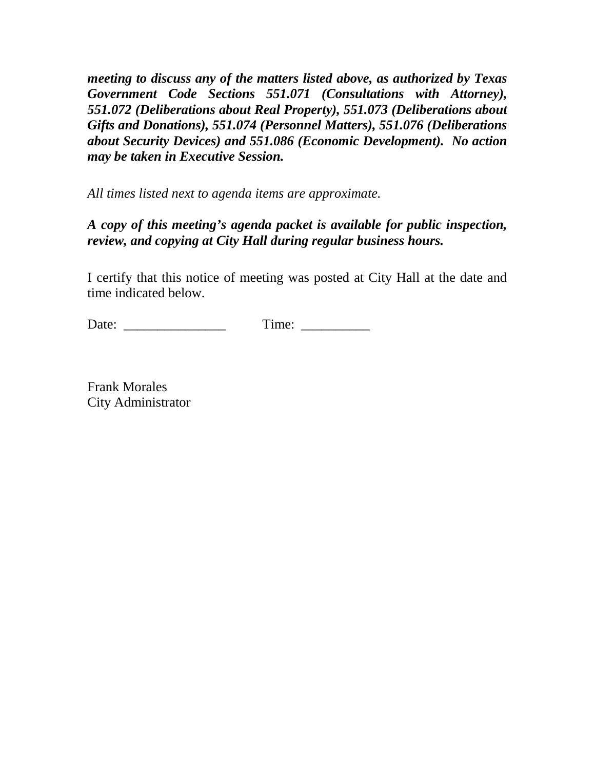***meeting to discuss any of the matters listed above, as authorized by Texas Government Code Sections 551.071 (Consultations with Attorney), 551.072 (Deliberations about Real Property), 551.073 (Deliberations about Gifts and Donations), 551.074 (Personnel Matters), 551.076 (Deliberations about Security Devices) and 551.086 (Economic Development). No action may be taken in Executive Session.***

*All times listed next to agenda items are approximate.*

***A copy of this meeting's agenda packet is available for public inspection, review, and copying at City Hall during regular business hours.***

I certify that this notice of meeting was posted at City Hall at the date and time indicated below.

Date: _______________ Time: __________

Frank Morales
City Administrator